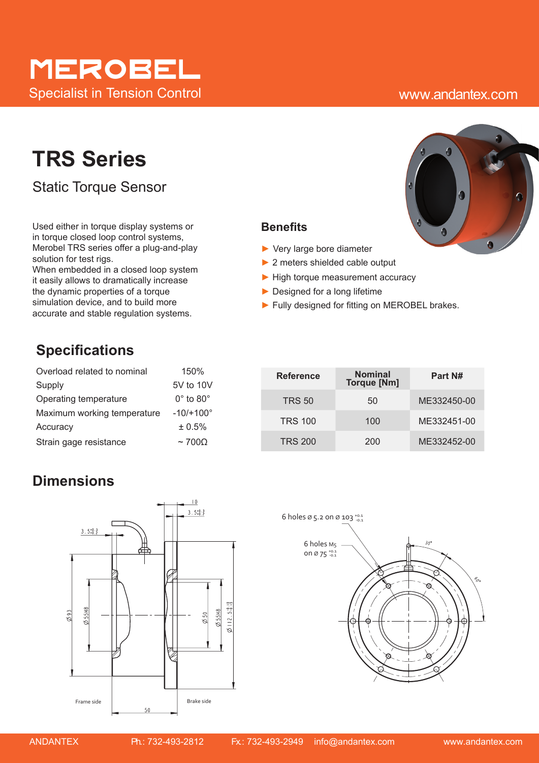# MEROBEL

Specialist in Tension Control

www.andantex.com

# TRS Series

## Static Torque Sensor

Used either in torque display systems or in torque closed loop control systems, Merobel TRS series offer a plug-and-play solution for test rigs.
When embedded in a closed loop system it easily allows to dramatically increase the dynamic properties of a torque simulation device, and to build more accurate and stable regulation systems.

### Benefits

- Very large bore diameter
- 2 meters shielded cable output
- High torque measurement accuracy
- Designed for a long lifetime
- Fully designed for fitting on MEROBEL brakes.

## Specifications

| | |
|---|---|
| Overload related to nominal | 150% |
| Supply | 5V to 10V |
| Operating temperature | 0° to 80° |
| Maximum working temperature | -10/+100° |
| Accuracy | ± 0.5% |
| Strain gage resistance | ~ 700Ω |

| Reference | Nominal Torque [Nm] | Part N# |
|---|---|---|
| TRS 50 | 50 | ME332450-00 |
| TRS 100 | 100 | ME332451-00 |
| TRS 200 | 200 | ME332452-00 |

## Dimensions

Frame side

Brake side

6 holes ø 5.2 on ø 103 $^{+0.1}_{-0.1}$

6 holes M5 on ø 75 $^{+0.1}_{-0.1}$

ANDANTEX Ph.: 732-493-2812 Fx.: 732-493-2949 info@andantex.com www.andantex.com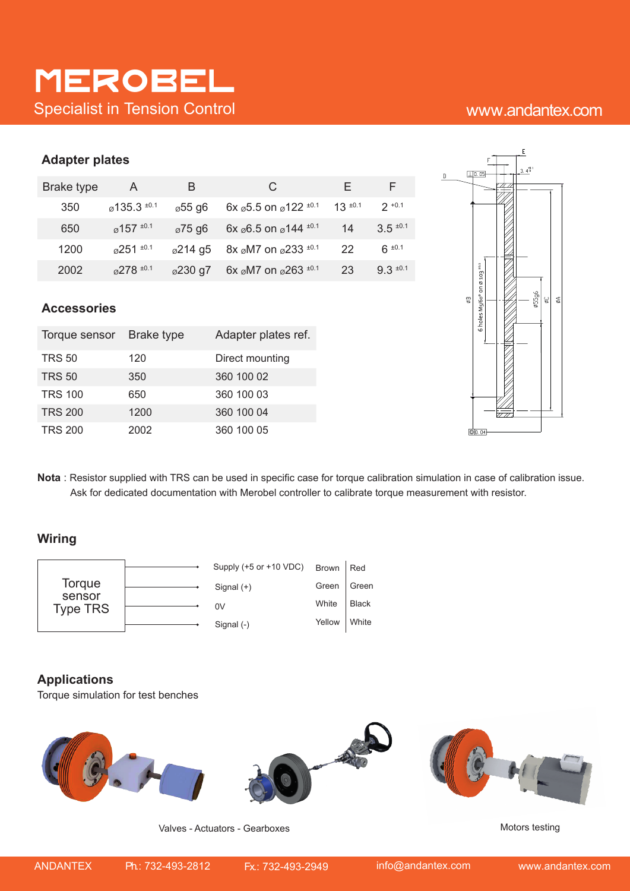# MEROBEL

Specialist in Tension Control

www.andantex.com

## Adapter plates

| Brake type | A | B | C | E | F |
|---|---|---|---|---|---|
| 350 | ⌀135.3 $^{\pm 0.1}$ | ⌀55 g6 | 6x ⌀5.5 on ⌀122 $^{\pm 0.1}$ | 13 $^{\pm 0.1}$ | 2 $^{+0.1}$ |
| 650 | ⌀157 $^{\pm 0.1}$ | ⌀75 g6 | 6x ⌀6.5 on ⌀144 $^{\pm 0.1}$ | 14 | 3.5 $^{\pm 0.1}$ |
| 1200 | ⌀251 $^{\pm 0.1}$ | ⌀214 g5 | 8x ⌀M7 on ⌀233 $^{\pm 0.1}$ | 22 | 6 $^{\pm 0.1}$ |
| 2002 | ⌀278 $^{\pm 0.1}$ | ⌀230 g7 | 6x ⌀M7 on ⌀263 $^{\pm 0.1}$ | 23 | 9.3 $^{\pm 0.1}$ |

E

F

D

0.05

3.4

⌀B

6 holes M5/60° on ⌀ 103

⌀55g6

⌀C

⌀A

0.04

## Accessories

| Torque sensor | Brake type | Adapter plates ref. |
|---|---|---|
| TRS 50 | 120 | Direct mounting |
| TRS 50 | 350 | 360 100 02 |
| TRS 100 | 650 | 360 100 03 |
| TRS 200 | 1200 | 360 100 04 |
| TRS 200 | 2002 | 360 100 05 |

**Nota** : Resistor supplied with TRS can be used in specific case for torque calibration simulation in case of calibration issue. Ask for dedicated documentation with Merobel controller to calibrate torque measurement with resistor.

## Wiring

Torque sensor Type TRS

| | | |
|---|---|---|
| Supply (+5 or +10 VDC) | Brown | Red |
| Signal (+) | Green | Green |
| 0V | White | Black |
| Signal (-) | Yellow | White |

## Applications

Torque simulation for test benches

Valves - Actuators - Gearboxes

Motors testing

ANDANTEX Ph.: 732-493-2812 Fx.: 732-493-2949 info@andantex.com www.andantex.com